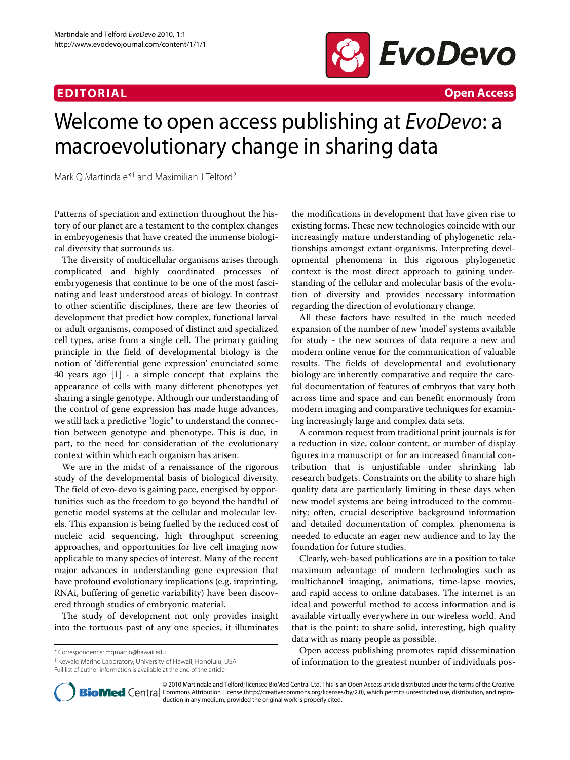**EDITORIAL** **Open Access**

# Welcome to open access publishing at *EvoDevo*: a macroevolutionary change in sharing data

Mark Q Martindale*[1] and Maximilian J Telford[2]

Patterns of speciation and extinction throughout the history of our planet are a testament to the complex changes in embryogenesis that have created the immense biological diversity that surrounds us.

The diversity of multicellular organisms arises through complicated and highly coordinated processes of embryogenesis that continue to be one of the most fascinating and least understood areas of biology. In contrast to other scientific disciplines, there are few theories of development that predict how complex, functional larval or adult organisms, composed of distinct and specialized cell types, arise from a single cell. The primary guiding principle in the field of developmental biology is the notion of 'differential gene expression' enunciated some 40 years ago [1] - a simple concept that explains the appearance of cells with many different phenotypes yet sharing a single genotype. Although our understanding of the control of gene expression has made huge advances, we still lack a predictive "logic" to understand the connection between genotype and phenotype. This is due, in part, to the need for consideration of the evolutionary context within which each organism has arisen.

We are in the midst of a renaissance of the rigorous study of the developmental basis of biological diversity. The field of evo-devo is gaining pace, energised by opportunities such as the freedom to go beyond the handful of genetic model systems at the cellular and molecular levels. This expansion is being fuelled by the reduced cost of nucleic acid sequencing, high throughput screening approaches, and opportunities for live cell imaging now applicable to many species of interest. Many of the recent major advances in understanding gene expression that have profound evolutionary implications (e.g. imprinting, RNAi, buffering of genetic variability) have been discovered through studies of embryonic material.

The study of development not only provides insight into the tortuous past of any one species, it illuminates the modifications in development that have given rise to existing forms. These new technologies coincide with our increasingly mature understanding of phylogenetic relationships amongst extant organisms. Interpreting developmental phenomena in this rigorous phylogenetic context is the most direct approach to gaining understanding of the cellular and molecular basis of the evolution of diversity and provides necessary information regarding the direction of evolutionary change.

All these factors have resulted in the much needed expansion of the number of new 'model' systems available for study - the new sources of data require a new and modern online venue for the communication of valuable results. The fields of developmental and evolutionary biology are inherently comparative and require the careful documentation of features of embryos that vary both across time and space and can benefit enormously from modern imaging and comparative techniques for examining increasingly large and complex data sets.

A common request from traditional print journals is for a reduction in size, colour content, or number of display figures in a manuscript or for an increased financial contribution that is unjustifiable under shrinking lab research budgets. Constraints on the ability to share high quality data are particularly limiting in these days when new model systems are being introduced to the community: often, crucial descriptive background information and detailed documentation of complex phenomena is needed to educate an eager new audience and to lay the foundation for future studies.

Clearly, web-based publications are in a position to take maximum advantage of modern technologies such as multichannel imaging, animations, time-lapse movies, and rapid access to online databases. The internet is an ideal and powerful method to access information and is available virtually everywhere in our wireless world. And that is the point: to share solid, interesting, high quality data with as many people as possible.

Open access publishing promotes rapid dissemination of information to the greatest number of individuals pos-

\* Correspondence: mqmartin@hawaii.edu

[1] Kewalo Marine Laboratory, University of Hawaii, Honolulu, USA

Full list of author information is available at the end of the article

© 2010 Martindale and Telford; licensee BioMed Central Ltd. This is an Open Access article distributed under the terms of the Creative Commons Attribution License (http://creativecommons.org/licenses/by/2.0), which permits unrestricted use, distribution, and reproduction in any medium, provided the original work is properly cited.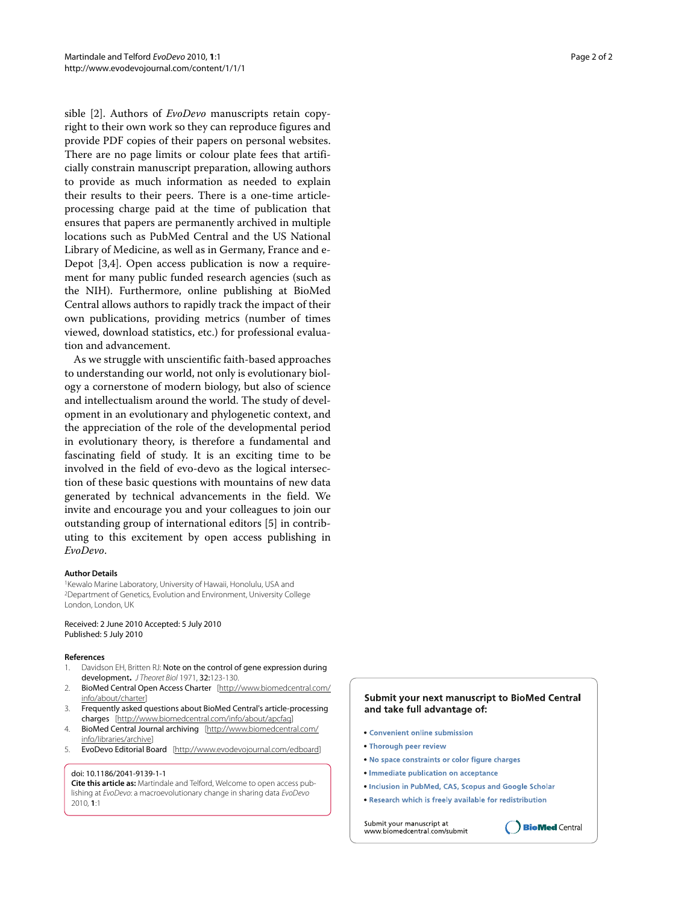sible [2]. Authors of *EvoDevo* manuscripts retain copyright to their own work so they can reproduce figures and provide PDF copies of their papers on personal websites. There are no page limits or colour plate fees that artificially constrain manuscript preparation, allowing authors to provide as much information as needed to explain their results to their peers. There is a one-time article-processing charge paid at the time of publication that ensures that papers are permanently archived in multiple locations such as PubMed Central and the US National Library of Medicine, as well as in Germany, France and e-Depot [3,4]. Open access publication is now a requirement for many public funded research agencies (such as the NIH). Furthermore, online publishing at BioMed Central allows authors to rapidly track the impact of their own publications, providing metrics (number of times viewed, download statistics, etc.) for professional evaluation and advancement.

As we struggle with unscientific faith-based approaches to understanding our world, not only is evolutionary biology a cornerstone of modern biology, but also of science and intellectualism around the world. The study of development in an evolutionary and phylogenetic context, and the appreciation of the role of the developmental period in evolutionary theory, is therefore a fundamental and fascinating field of study. It is an exciting time to be involved in the field of evo-devo as the logical intersection of these basic questions with mountains of new data generated by technical advancements in the field. We invite and encourage you and your colleagues to join our outstanding group of international editors [5] in contributing to this excitement by open access publishing in *EvoDevo*.

#### Author Details

[1]Kewalo Marine Laboratory, University of Hawaii, Honolulu, USA and [2]Department of Genetics, Evolution and Environment, University College London, London, UK

Received: 2 June 2010 Accepted: 5 July 2010
Published: 5 July 2010

#### References

1. Davidson EH, Britten RJ: **Note on the control of gene expression during development.** *J Theoret Biol* 1971, **32**:123-130.
2. BioMed Central Open Access Charter [http://www.biomedcentral.com/info/about/charter]
3. Frequently asked questions about BioMed Central's article-processing charges [http://www.biomedcentral.com/info/about/apcfaq]
4. BioMed Central Journal archiving [http://www.biomedcentral.com/info/libraries/archive]
5. EvoDevo Editorial Board [http://www.evodevojournal.com/edboard]

doi: 10.1186/2041-9139-1-1
**Cite this article as:** Martindale and Telford, Welcome to open access publishing at *EvoDevo*: a macroevolutionary change in sharing data *EvoDevo* 2010, **1**:1

**Submit your next manuscript to BioMed Central and take full advantage of:**

- **Convenient online submission**
- **Thorough peer review**
- **No space constraints or color figure charges**
- **Immediate publication on acceptance**
- **Inclusion in PubMed, CAS, Scopus and Google Scholar**
- **Research which is freely available for redistribution**

Submit your manuscript at
www.biomedcentral.com/submit

BioMed Central